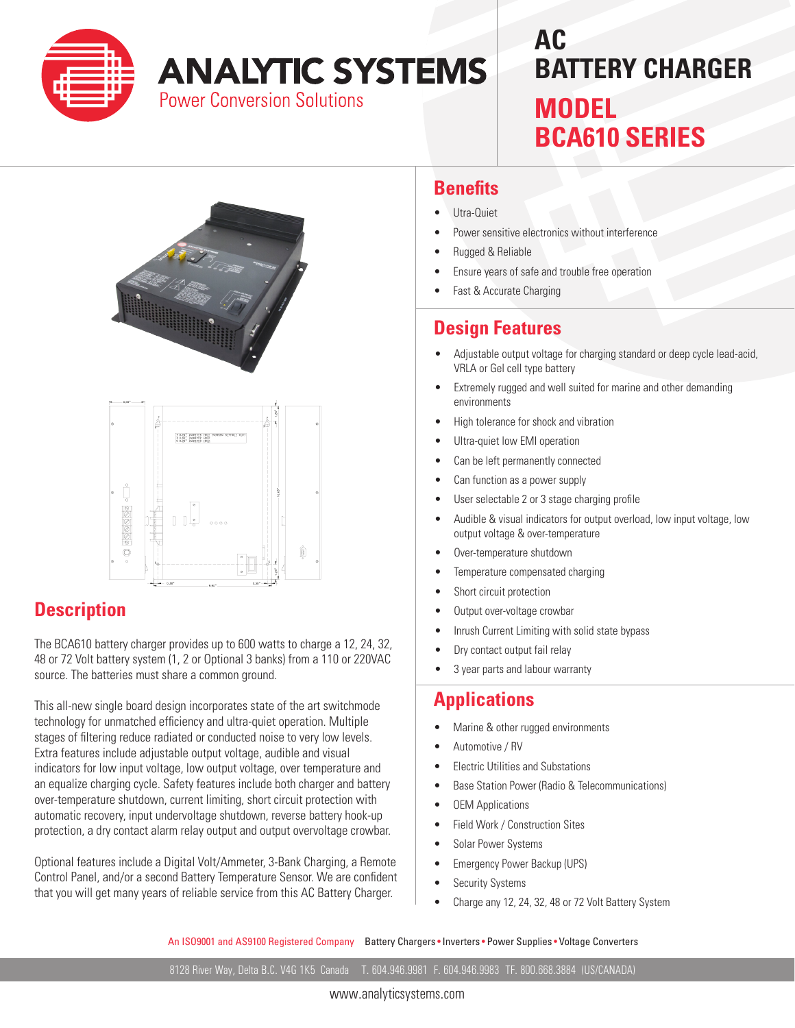# ANALYTIC SYSTEMS

Power Conversion Solutions

# AC BATTERY CHARGER

# MODEL BCA610 SERIES

## Description

The BCA610 battery charger provides up to 600 watts to charge a 12, 24, 32, 48 or 72 Volt battery system (1, 2 or Optional 3 banks) from a 110 or 220VAC source. The batteries must share a common ground.

This all-new single board design incorporates state of the art switchmode technology for unmatched efficiency and ultra-quiet operation. Multiple stages of filtering reduce radiated or conducted noise to very low levels. Extra features include adjustable output voltage, audible and visual indicators for low input voltage, low output voltage, over temperature and an equalize charging cycle. Safety features include both charger and battery over-temperature shutdown, current limiting, short circuit protection with automatic recovery, input undervoltage shutdown, reverse battery hook-up protection, a dry contact alarm relay output and output overvoltage crowbar.

Optional features include a Digital Volt/Ammeter, 3-Bank Charging, a Remote Control Panel, and/or a second Battery Temperature Sensor. We are confident that you will get many years of reliable service from this AC Battery Charger.

## Benefits

- Utra-Quiet
- Power sensitive electronics without interference
- Rugged & Reliable
- Ensure years of safe and trouble free operation
- Fast & Accurate Charging

## Design Features

- Adjustable output voltage for charging standard or deep cycle lead-acid, VRLA or Gel cell type battery
- Extremely rugged and well suited for marine and other demanding environments
- High tolerance for shock and vibration
- Ultra-quiet low EMI operation
- Can be left permanently connected
- Can function as a power supply
- User selectable 2 or 3 stage charging profile
- Audible & visual indicators for output overload, low input voltage, low output voltage & over-temperature
- Over-temperature shutdown
- Temperature compensated charging
- Short circuit protection
- Output over-voltage crowbar
- Inrush Current Limiting with solid state bypass
- Dry contact output fail relay
- 3 year parts and labour warranty

## Applications

- Marine & other rugged environments
- Automotive / RV
- Electric Utilities and Substations
- Base Station Power (Radio & Telecommunications)
- OEM Applications
- Field Work / Construction Sites
- Solar Power Systems
- Emergency Power Backup (UPS)
- Security Systems
- Charge any 12, 24, 32, 48 or 72 Volt Battery System

An ISO9001 and AS9100 Registered Company Battery Chargers • Inverters • Power Supplies • Voltage Converters

8128 River Way, Delta B.C. V4G 1K5 Canada T. 604.946.9981 F. 604.946.9983 TF. 800.668.3884 (US/CANADA)

www.analyticsystems.com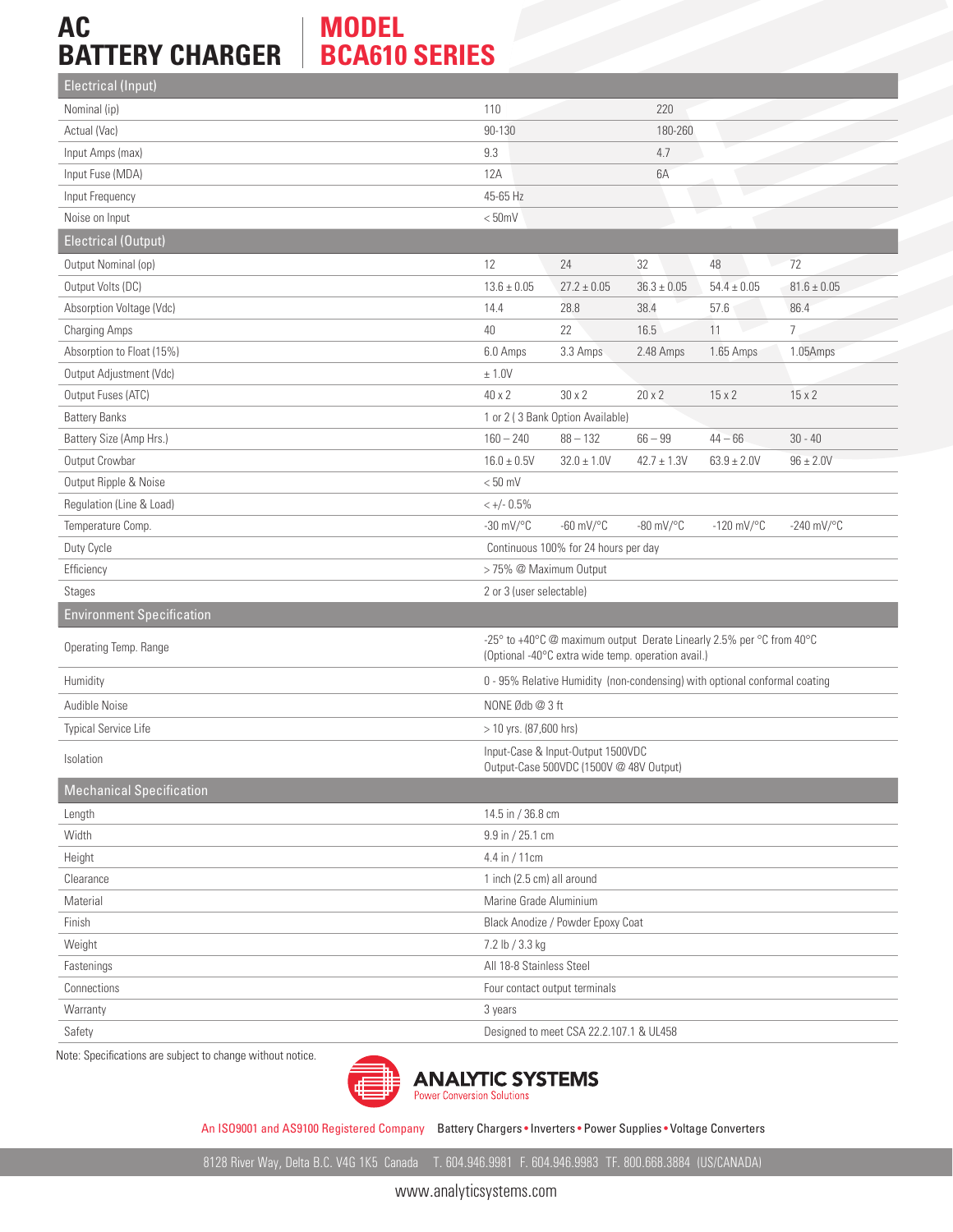# AC BATTERY CHARGER

# MODEL BCA610 SERIES

| Electrical (Input) | | | | | |
|---|---|---|---|---|---|
| Nominal (ip) | 110 | | 220 | | |
| Actual (Vac) | 90-130 | | 180-260 | | |
| Input Amps (max) | 9.3 | | 4.7 | | |
| Input Fuse (MDA) | 12A | | 6A | | |
| Input Frequency | 45-65 Hz | | | | |
| Noise on Input | < 50mV | | | | |
| **Electrical (Output)** | | | | | |
| Output Nominal (op) | 12 | 24 | 32 | 48 | 72 |
| Output Volts (DC) | 13.6 ± 0.05 | 27.2 ± 0.05 | 36.3 ± 0.05 | 54.4 ± 0.05 | 81.6 ± 0.05 |
| Absorption Voltage (Vdc) | 14.4 | 28.8 | 38.4 | 57.6 | 86.4 |
| Charging Amps | 40 | 22 | 16.5 | 11 | 7 |
| Absorption to Float (15%) | 6.0 Amps | 3.3 Amps | 2.48 Amps | 1.65 Amps | 1.05Amps |
| Output Adjustment (Vdc) | ± 1.0V | | | | |
| Output Fuses (ATC) | 40 x 2 | 30 x 2 | 20 x 2 | 15 x 2 | 15 x 2 |
| Battery Banks | 1 or 2 ( 3 Bank Option Available) | | | | |
| Battery Size (Amp Hrs.) | 160 – 240 | 88 – 132 | 66 – 99 | 44 – 66 | 30 - 40 |
| Output Crowbar | 16.0 ± 0.5V | 32.0 ± 1.0V | 42.7 ± 1.3V | 63.9 ± 2.0V | 96 ± 2.0V |
| Output Ripple & Noise | < 50 mV | | | | |
| Regulation (Line & Load) | < +/- 0.5% | | | | |
| Temperature Comp. | -30 mV/°C | -60 mV/°C | -80 mV/°C | -120 mV/°C | -240 mV/°C |
| Duty Cycle | Continuous 100% for 24 hours per day | | | | |
| Efficiency | > 75% @ Maximum Output | | | | |
| Stages | 2 or 3 (user selectable) | | | | |
| **Environment Specification** | | | | | |
| Operating Temp. Range | -25° to +40°C @ maximum output Derate Linearly 2.5% per °C from 40°C (Optional -40°C extra wide temp. operation avail.) | | | | |
| Humidity | 0 - 95% Relative Humidity (non-condensing) with optional conformal coating | | | | |
| Audible Noise | NONE Ødb @ 3 ft | | | | |
| Typical Service Life | > 10 yrs. (87,600 hrs) | | | | |
| Isolation | Input-Case & Input-Output 1500VDC<br>Output-Case 500VDC (1500V @ 48V Output) | | | | |
| **Mechanical Specification** | | | | | |
| Length | 14.5 in / 36.8 cm | | | | |
| Width | 9.9 in / 25.1 cm | | | | |
| Height | 4.4 in / 11cm | | | | |
| Clearance | 1 inch (2.5 cm) all around | | | | |
| Material | Marine Grade Aluminium | | | | |
| Finish | Black Anodize / Powder Epoxy Coat | | | | |
| Weight | 7.2 lb / 3.3 kg | | | | |
| Fastenings | All 18-8 Stainless Steel | | | | |
| Connections | Four contact output terminals | | | | |
| Warranty | 3 years | | | | |
| Safety | Designed to meet CSA 22.2.107.1 & UL458 | | | | |

Note: Specifications are subject to change without notice.

**ANALYTIC SYSTEMS**
Power Conversion Solutions

An ISO9001 and AS9100 Registered Company   Battery Chargers • Inverters • Power Supplies • Voltage Converters

8128 River Way, Delta B.C. V4G 1K5 Canada   T. 604.946.9981 F. 604.946.9983 TF. 800.668.3884 (US/CANADA)

www.analyticsystems.com